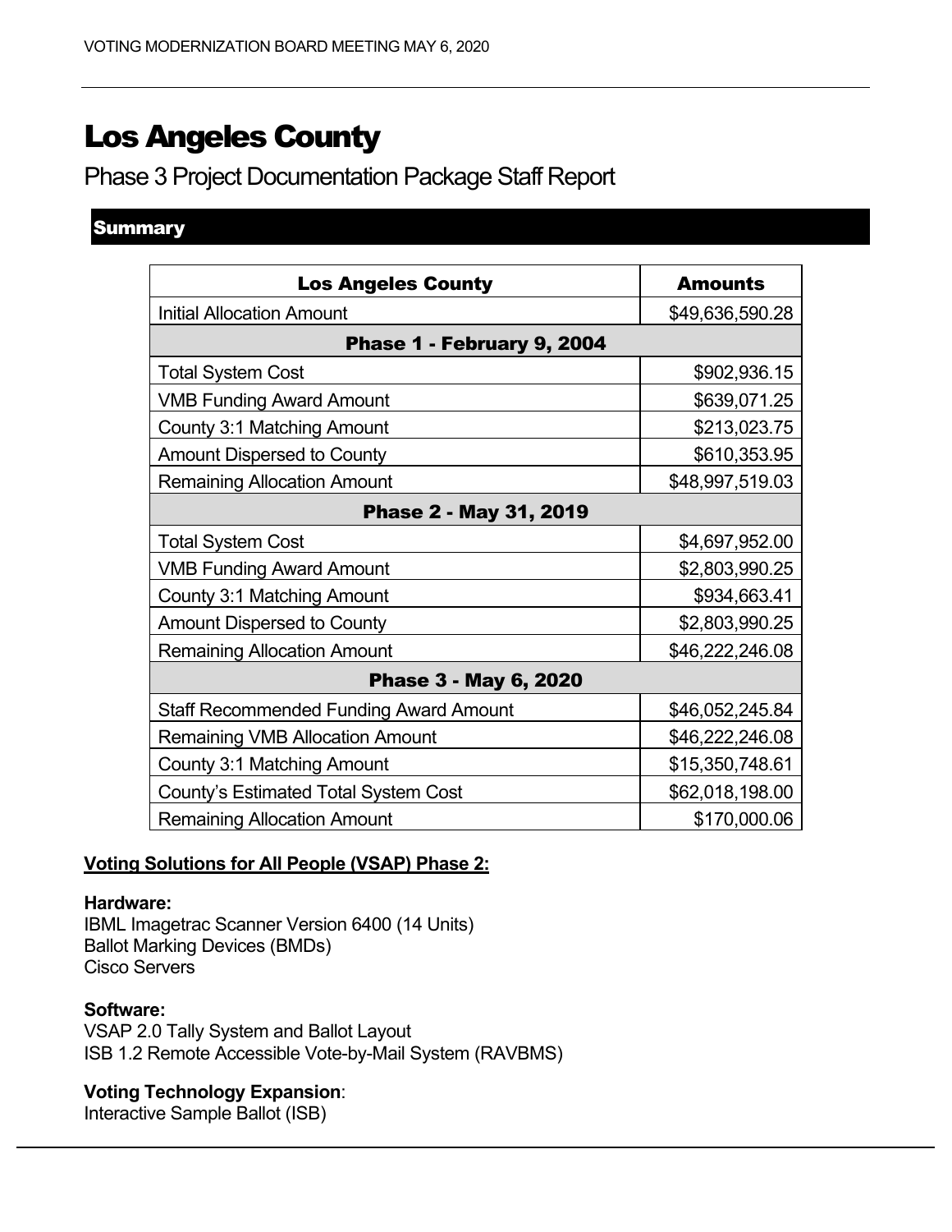# Los Angeles County

## Phase 3 Project Documentation Package Staff Report

### Summary

| Los Angeles County | Amounts |
|---|---|
| Initial Allocation Amount | $49,636,590.28 |
| **Phase 1 - February 9, 2004** | |
| Total System Cost | $902,936.15 |
| VMB Funding Award Amount | $639,071.25 |
| County 3:1 Matching Amount | $213,023.75 |
| Amount Dispersed to County | $610,353.95 |
| Remaining Allocation Amount | $48,997,519.03 |
| **Phase 2 - May 31, 2019** | |
| Total System Cost | $4,697,952.00 |
| VMB Funding Award Amount | $2,803,990.25 |
| County 3:1 Matching Amount | $934,663.41 |
| Amount Dispersed to County | $2,803,990.25 |
| Remaining Allocation Amount | $46,222,246.08 |
| **Phase 3 - May 6, 2020** | |
| Staff Recommended Funding Award Amount | $46,052,245.84 |
| Remaining VMB Allocation Amount | $46,222,246.08 |
| County 3:1 Matching Amount | $15,350,748.61 |
| County's Estimated Total System Cost | $62,018,198.00 |
| Remaining Allocation Amount | $170,000.06 |

**Voting Solutions for All People (VSAP) Phase 2:**

**Hardware:**
IBML Imagetrac Scanner Version 6400 (14 Units)
Ballot Marking Devices (BMDs)
Cisco Servers

**Software:**
VSAP 2.0 Tally System and Ballot Layout
ISB 1.2 Remote Accessible Vote-by-Mail System (RAVBMS)

**Voting Technology Expansion**:
Interactive Sample Ballot (ISB)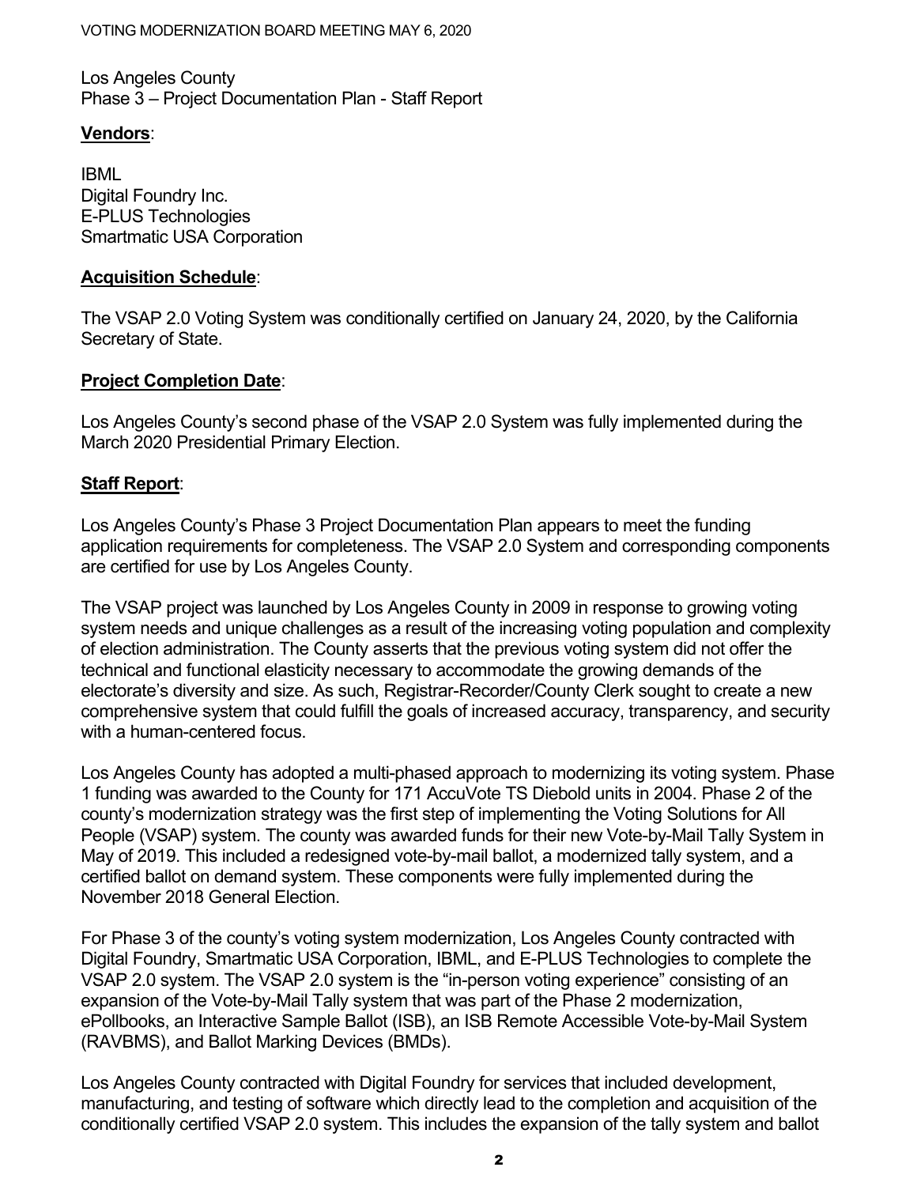Los Angeles County
Phase 3 – Project Documentation Plan - Staff Report

**Vendors**:

IBML
Digital Foundry Inc.
E-PLUS Technologies
Smartmatic USA Corporation

**Acquisition Schedule**:

The VSAP 2.0 Voting System was conditionally certified on January 24, 2020, by the California Secretary of State.

**Project Completion Date**:

Los Angeles County's second phase of the VSAP 2.0 System was fully implemented during the March 2020 Presidential Primary Election.

**Staff Report**:

Los Angeles County's Phase 3 Project Documentation Plan appears to meet the funding application requirements for completeness. The VSAP 2.0 System and corresponding components are certified for use by Los Angeles County.

The VSAP project was launched by Los Angeles County in 2009 in response to growing voting system needs and unique challenges as a result of the increasing voting population and complexity of election administration. The County asserts that the previous voting system did not offer the technical and functional elasticity necessary to accommodate the growing demands of the electorate's diversity and size. As such, Registrar-Recorder/County Clerk sought to create a new comprehensive system that could fulfill the goals of increased accuracy, transparency, and security with a human-centered focus.

Los Angeles County has adopted a multi-phased approach to modernizing its voting system. Phase 1 funding was awarded to the County for 171 AccuVote TS Diebold units in 2004. Phase 2 of the county's modernization strategy was the first step of implementing the Voting Solutions for All People (VSAP) system. The county was awarded funds for their new Vote-by-Mail Tally System in May of 2019. This included a redesigned vote-by-mail ballot, a modernized tally system, and a certified ballot on demand system. These components were fully implemented during the November 2018 General Election.

For Phase 3 of the county's voting system modernization, Los Angeles County contracted with Digital Foundry, Smartmatic USA Corporation, IBML, and E-PLUS Technologies to complete the VSAP 2.0 system. The VSAP 2.0 system is the "in-person voting experience" consisting of an expansion of the Vote-by-Mail Tally system that was part of the Phase 2 modernization, ePollbooks, an Interactive Sample Ballot (ISB), an ISB Remote Accessible Vote-by-Mail System (RAVBMS), and Ballot Marking Devices (BMDs).

Los Angeles County contracted with Digital Foundry for services that included development, manufacturing, and testing of software which directly lead to the completion and acquisition of the conditionally certified VSAP 2.0 system. This includes the expansion of the tally system and ballot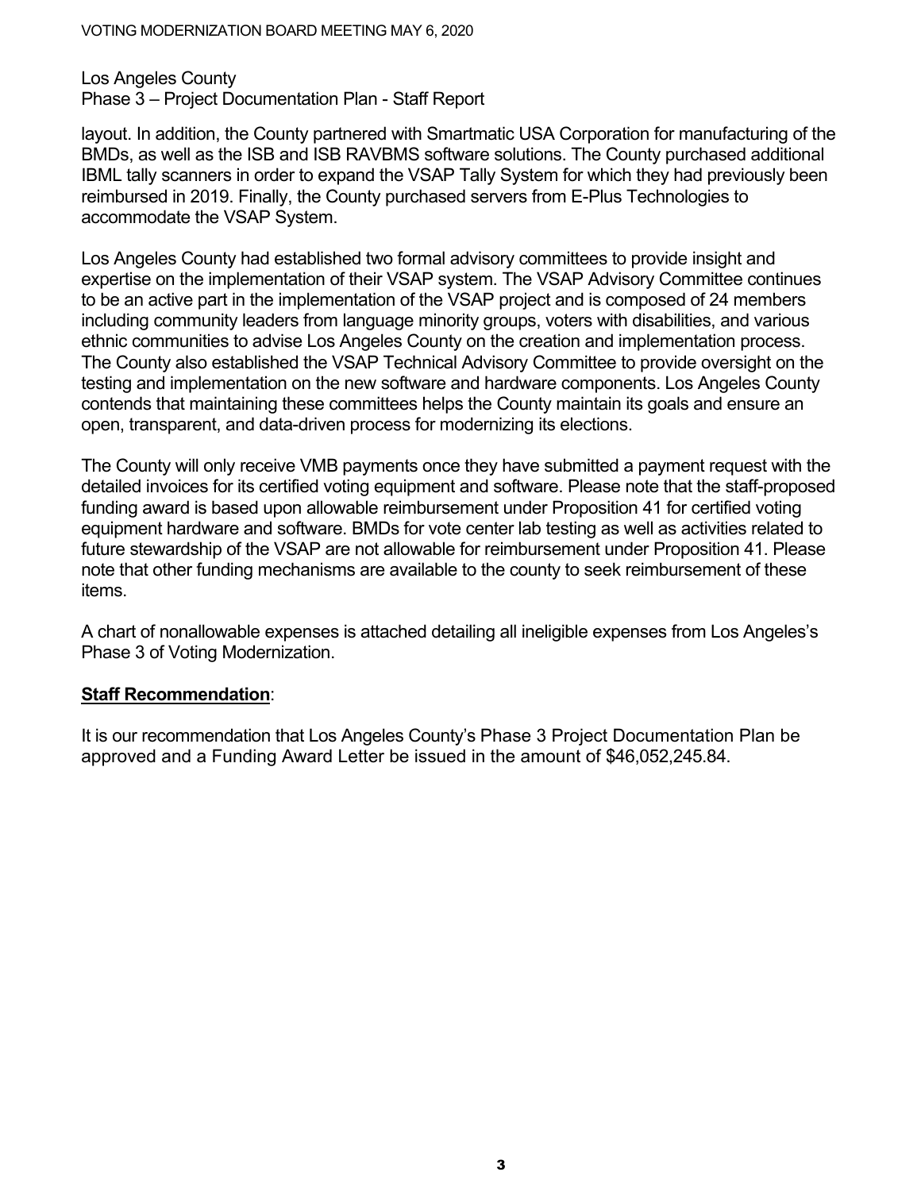layout. In addition, the County partnered with Smartmatic USA Corporation for manufacturing of the BMDs, as well as the ISB and ISB RAVBMS software solutions. The County purchased additional IBML tally scanners in order to expand the VSAP Tally System for which they had previously been reimbursed in 2019. Finally, the County purchased servers from E-Plus Technologies to accommodate the VSAP System.

Los Angeles County had established two formal advisory committees to provide insight and expertise on the implementation of their VSAP system. The VSAP Advisory Committee continues to be an active part in the implementation of the VSAP project and is composed of 24 members including community leaders from language minority groups, voters with disabilities, and various ethnic communities to advise Los Angeles County on the creation and implementation process. The County also established the VSAP Technical Advisory Committee to provide oversight on the testing and implementation on the new software and hardware components. Los Angeles County contends that maintaining these committees helps the County maintain its goals and ensure an open, transparent, and data-driven process for modernizing its elections.

The County will only receive VMB payments once they have submitted a payment request with the detailed invoices for its certified voting equipment and software. Please note that the staff-proposed funding award is based upon allowable reimbursement under Proposition 41 for certified voting equipment hardware and software. BMDs for vote center lab testing as well as activities related to future stewardship of the VSAP are not allowable for reimbursement under Proposition 41. Please note that other funding mechanisms are available to the county to seek reimbursement of these items.

A chart of nonallowable expenses is attached detailing all ineligible expenses from Los Angeles's Phase 3 of Voting Modernization.

**Staff Recommendation**:

It is our recommendation that Los Angeles County's Phase 3 Project Documentation Plan be approved and a Funding Award Letter be issued in the amount of $46,052,245.84.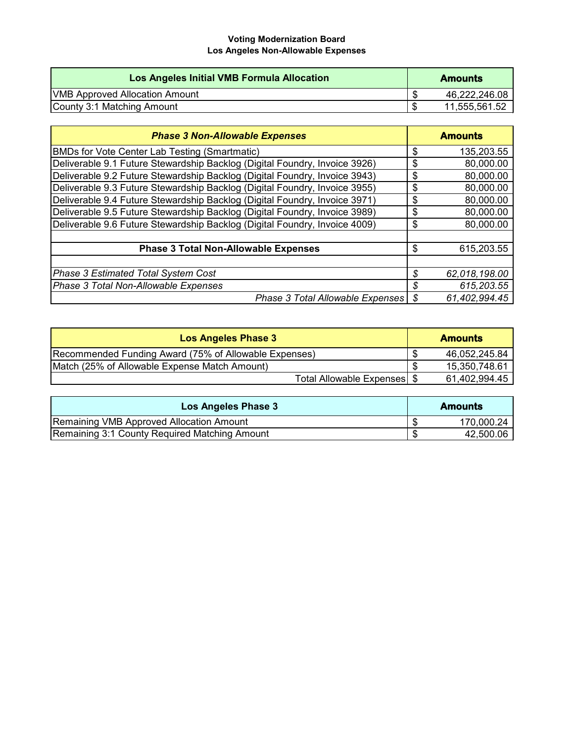**Voting Modernization Board**
**Los Angeles Non-Allowable Expenses**

| **Los Angeles Initial VMB Formula Allocation** | **Amounts** |
|---|---|
| VMB Approved Allocation Amount | $ 46,222,246.08 |
| County 3:1 Matching Amount | $ 11,555,561.52 |

| ***Phase 3 Non-Allowable Expenses*** | **Amounts** |
|---|---|
| BMDs for Vote Center Lab Testing (Smartmatic) | $ 135,203.55 |
| Deliverable 9.1 Future Stewardship Backlog (Digital Foundry, Invoice 3926) | $ 80,000.00 |
| Deliverable 9.2 Future Stewardship Backlog (Digital Foundry, Invoice 3943) | $ 80,000.00 |
| Deliverable 9.3 Future Stewardship Backlog (Digital Foundry, Invoice 3955) | $ 80,000.00 |
| Deliverable 9.4 Future Stewardship Backlog (Digital Foundry, Invoice 3971) | $ 80,000.00 |
| Deliverable 9.5 Future Stewardship Backlog (Digital Foundry, Invoice 3989) | $ 80,000.00 |
| Deliverable 9.6 Future Stewardship Backlog (Digital Foundry, Invoice 4009) | $ 80,000.00 |
| | |
| **Phase 3 Total Non-Allowable Expenses** | $ 615,203.55 |
| | |
| *Phase 3 Estimated Total System Cost* | *$ 62,018,198.00* |
| *Phase 3 Total Non-Allowable Expenses* | *$ 615,203.55* |
| *Phase 3 Total Allowable Expenses* | *$ 61,402,994.45* |

| **Los Angeles Phase 3** | **Amounts** |
|---|---|
| Recommended Funding Award (75% of Allowable Expenses) | $ 46,052,245.84 |
| Match (25% of Allowable Expense Match Amount) | $ 15,350,748.61 |
| Total Allowable Expenses | $ 61,402,994.45 |

| **Los Angeles Phase 3** | **Amounts** |
|---|---|
| Remaining VMB Approved Allocation Amount | $ 170,000.24 |
| Remaining 3:1 County Required Matching Amount | $ 42,500.06 |